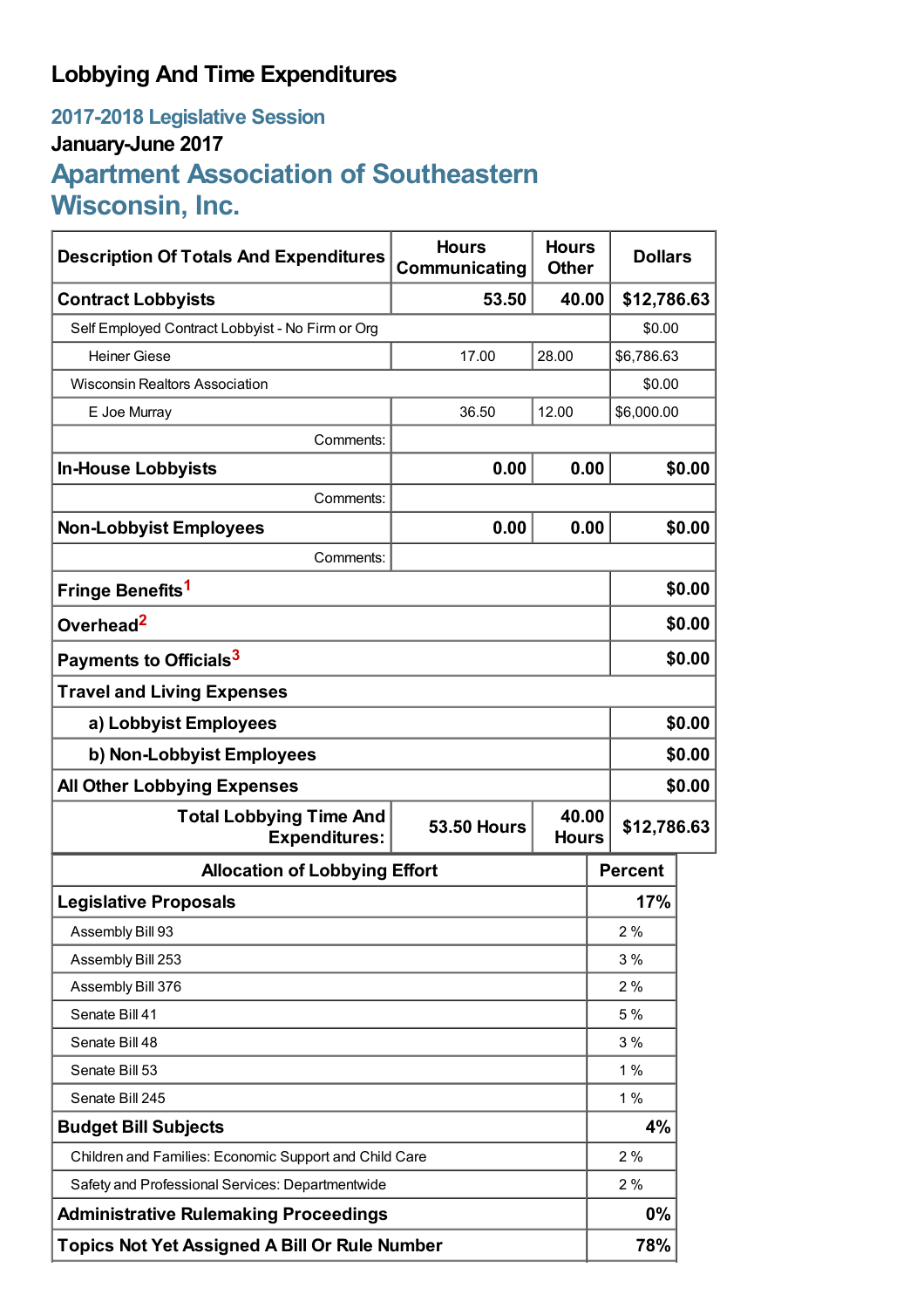# Lobbying And Time Expenditures

## 2017-2018 Legislative Session

### January-June 2017

## Apartment Association of Southeastern Wisconsin, Inc.

| Description Of Totals And Expenditures | Hours Communicating | Hours Other | Dollars |
|---|---|---|---|
| **Contract Lobbyists** | **53.50** | **40.00** | **$12,786.63** |
| Self Employed Contract Lobbyist - No Firm or Org | | | $0.00 |
| Heiner Giese | 17.00 | 28.00 | $6,786.63 |
| Wisconsin Realtors Association | | | $0.00 |
| E Joe Murray | 36.50 | 12.00 | $6,000.00 |
| Comments: | | | |
| **In-House Lobbyists** | **0.00** | **0.00** | **$0.00** |
| Comments: | | | |
| **Non-Lobbyist Employees** | **0.00** | **0.00** | **$0.00** |
| Comments: | | | |
| **Fringe Benefits**[1] | | | **$0.00** |
| **Overhead**[2] | | | **$0.00** |
| **Payments to Officials**[3] | | | **$0.00** |
| **Travel and Living Expenses** | | | |
| **a) Lobbyist Employees** | | | **$0.00** |
| **b) Non-Lobbyist Employees** | | | **$0.00** |
| **All Other Lobbying Expenses** | | | **$0.00** |
| **Total Lobbying Time And Expenditures:** | **53.50 Hours** | **40.00 Hours** | **$12,786.63** |

| Allocation of Lobbying Effort | Percent |
|---|---|
| **Legislative Proposals** | **17%** |
| Assembly Bill 93 | 2 % |
| Assembly Bill 253 | 3 % |
| Assembly Bill 376 | 2 % |
| Senate Bill 41 | 5 % |
| Senate Bill 48 | 3 % |
| Senate Bill 53 | 1 % |
| Senate Bill 245 | 1 % |
| **Budget Bill Subjects** | **4%** |
| Children and Families: Economic Support and Child Care | 2 % |
| Safety and Professional Services: Departmentwide | 2 % |
| **Administrative Rulemaking Proceedings** | **0%** |
| **Topics Not Yet Assigned A Bill Or Rule Number** | **78%** |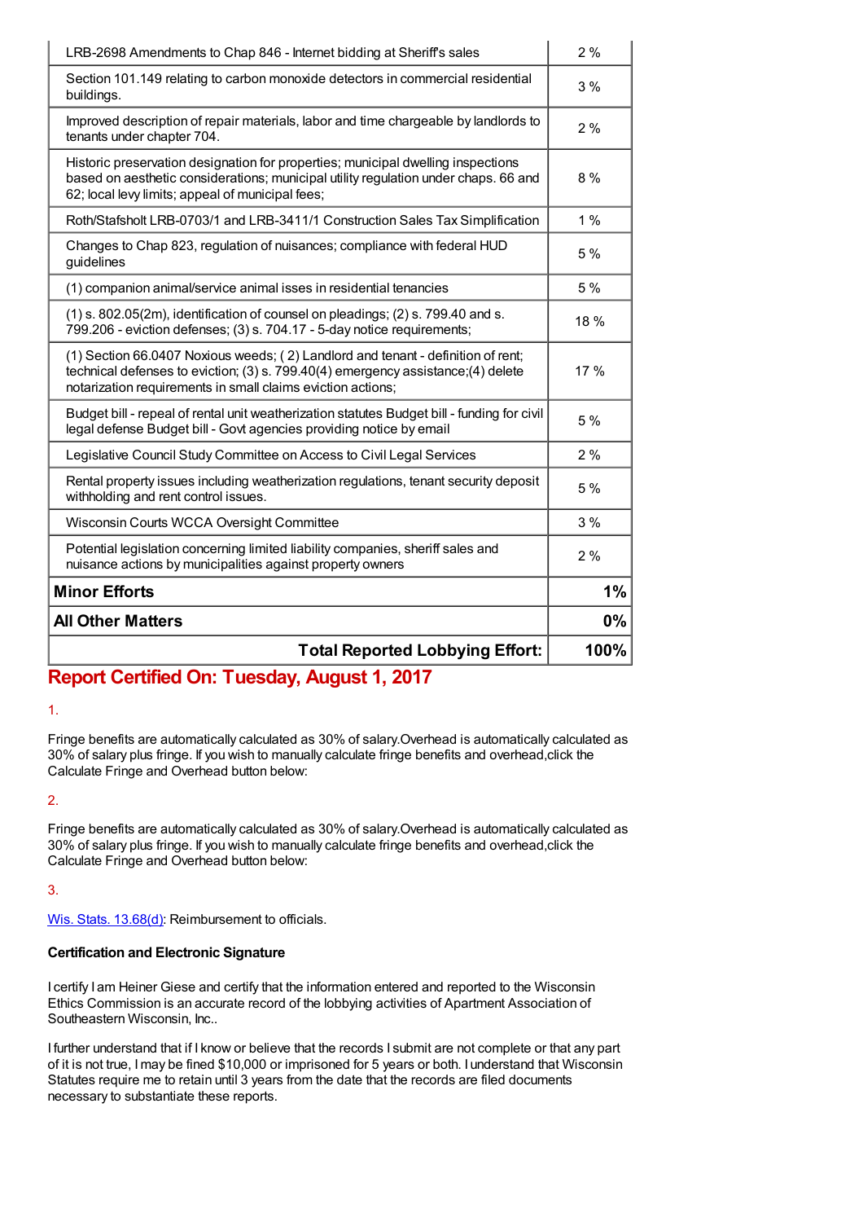| | |
|---|---|
| LRB-2698 Amendments to Chap 846 - Internet bidding at Sheriff's sales | 2 % |
| Section 101.149 relating to carbon monoxide detectors in commercial residential buildings. | 3 % |
| Improved description of repair materials, labor and time chargeable by landlords to tenants under chapter 704. | 2 % |
| Historic preservation designation for properties; municipal dwelling inspections based on aesthetic considerations; municipal utility regulation under chaps. 66 and 62; local levy limits; appeal of municipal fees; | 8 % |
| Roth/Stafsholt LRB-0703/1 and LRB-3411/1 Construction Sales Tax Simplification | 1 % |
| Changes to Chap 823, regulation of nuisances; compliance with federal HUD guidelines | 5 % |
| (1) companion animal/service animal isses in residential tenancies | 5 % |
| (1) s. 802.05(2m), identification of counsel on pleadings; (2) s. 799.40 and s. 799.206 - eviction defenses; (3) s. 704.17 - 5-day notice requirements; | 18 % |
| (1) Section 66.0407 Noxious weeds; ( 2) Landlord and tenant - definition of rent; technical defenses to eviction; (3) s. 799.40(4) emergency assistance;(4) delete notarization requirements in small claims eviction actions; | 17 % |
| Budget bill - repeal of rental unit weatherization statutes Budget bill - funding for civil legal defense Budget bill - Govt agencies providing notice by email | 5 % |
| Legislative Council Study Committee on Access to Civil Legal Services | 2 % |
| Rental property issues including weatherization regulations, tenant security deposit withholding and rent control issues. | 5 % |
| Wisconsin Courts WCCA Oversight Committee | 3 % |
| Potential legislation concerning limited liability companies, sheriff sales and nuisance actions by municipalities against property owners | 2 % |
| **Minor Efforts** | **1%** |
| **All Other Matters** | **0%** |
| **Total Reported Lobbying Effort:** | **100%** |

## Report Certified On: Tuesday, August 1, 2017

1.

Fringe benefits are automatically calculated as 30% of salary.Overhead is automatically calculated as 30% of salary plus fringe. If you wish to manually calculate fringe benefits and overhead,click the Calculate Fringe and Overhead button below:

2.

Fringe benefits are automatically calculated as 30% of salary.Overhead is automatically calculated as 30% of salary plus fringe. If you wish to manually calculate fringe benefits and overhead,click the Calculate Fringe and Overhead button below:

3.

Wis. Stats. 13.68(d): Reimbursement to officials.

**Certification and Electronic Signature**

I certify I am Heiner Giese and certify that the information entered and reported to the Wisconsin Ethics Commission is an accurate record of the lobbying activities of Apartment Association of Southeastern Wisconsin, Inc..

I further understand that if I know or believe that the records I submit are not complete or that any part of it is not true, I may be fined $10,000 or imprisoned for 5 years or both. I understand that Wisconsin Statutes require me to retain until 3 years from the date that the records are filed documents necessary to substantiate these reports.